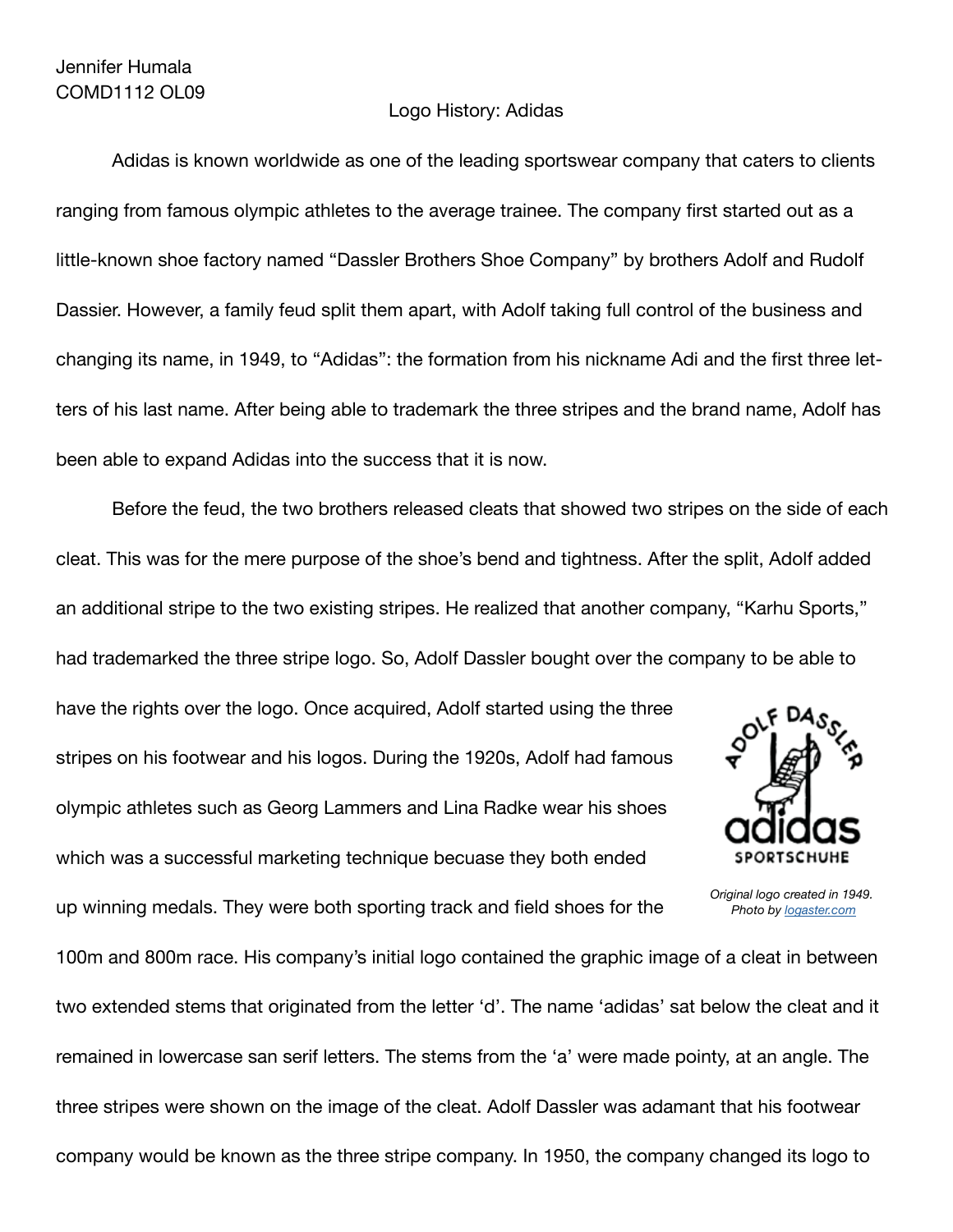Jennifer Humala
COMD1112 OL09

Logo History: Adidas

Adidas is known worldwide as one of the leading sportswear company that caters to clients ranging from famous olympic athletes to the average trainee. The company first started out as a little-known shoe factory named "Dassler Brothers Shoe Company" by brothers Adolf and Rudolf Dassier. However, a family feud split them apart, with Adolf taking full control of the business and changing its name, in 1949, to "Adidas": the formation from his nickname Adi and the first three letters of his last name. After being able to trademark the three stripes and the brand name, Adolf has been able to expand Adidas into the success that it is now.

Before the feud, the two brothers released cleats that showed two stripes on the side of each cleat. This was for the mere purpose of the shoe's bend and tightness. After the split, Adolf added an additional stripe to the two existing stripes. He realized that another company, "Karhu Sports," had trademarked the three stripe logo. So, Adolf Dassler bought over the company to be able to have the rights over the logo. Once acquired, Adolf started using the three stripes on his footwear and his logos. During the 1920s, Adolf had famous olympic athletes such as Georg Lammers and Lina Radke wear his shoes which was a successful marketing technique becuase they both ended up winning medals. They were both sporting track and field shoes for the 100m and 800m race. His company's initial logo contained the graphic image of a cleat in between two extended stems that originated from the letter 'd'. The name 'adidas' sat below the cleat and it remained in lowercase san serif letters. The stems from the 'a' were made pointy, at an angle. The three stripes were shown on the image of the cleat. Adolf Dassler was adamant that his footwear company would be known as the three stripe company. In 1950, the company changed its logo to

*Original logo created in 1949. Photo by logaster.com*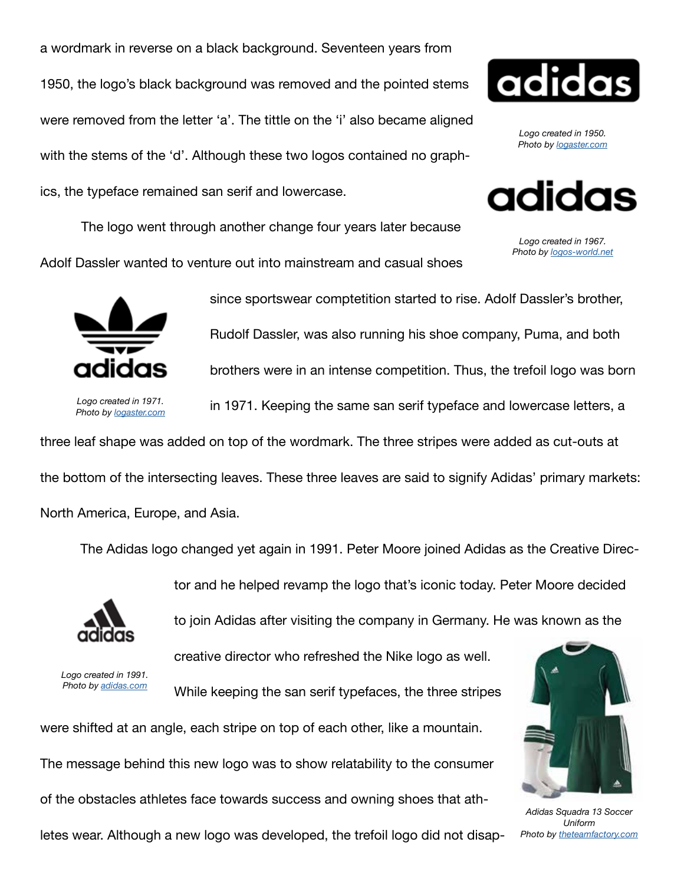a wordmark in reverse on a black background. Seventeen years from 1950, the logo's black background was removed and the pointed stems were removed from the letter 'a'. The tittle on the 'i' also became aligned with the stems of the 'd'. Although these two logos contained no graphics, the typeface remained san serif and lowercase.

*Logo created in 1950.*
*Photo by logaster.com*

*Logo created in 1967.*
*Photo by logos-world.net*

The logo went through another change four years later because Adolf Dassler wanted to venture out into mainstream and casual shoes since sportswear comptetition started to rise. Adolf Dassler's brother, Rudolf Dassler, was also running his shoe company, Puma, and both brothers were in an intense competition. Thus, the trefoil logo was born in 1971. Keeping the same san serif typeface and lowercase letters, a three leaf shape was added on top of the wordmark. The three stripes were added as cut-outs at the bottom of the intersecting leaves. These three leaves are said to signify Adidas' primary markets: North America, Europe, and Asia.

*Logo created in 1971.*
*Photo by logaster.com*

The Adidas logo changed yet again in 1991. Peter Moore joined Adidas as the Creative Director and he helped revamp the logo that's iconic today. Peter Moore decided to join Adidas after visiting the company in Germany. He was known as the creative director who refreshed the Nike logo as well. While keeping the san serif typefaces, the three stripes were shifted at an angle, each stripe on top of each other, like a mountain. The message behind this new logo was to show relatability to the consumer of the obstacles athletes face towards success and owning shoes that athletes wear. Although a new logo was developed, the trefoil logo did not disap-

*Logo created in 1991.*
*Photo by adidas.com*

*Adidas Squadra 13 Soccer Uniform*
*Photo by theteamfactory.com*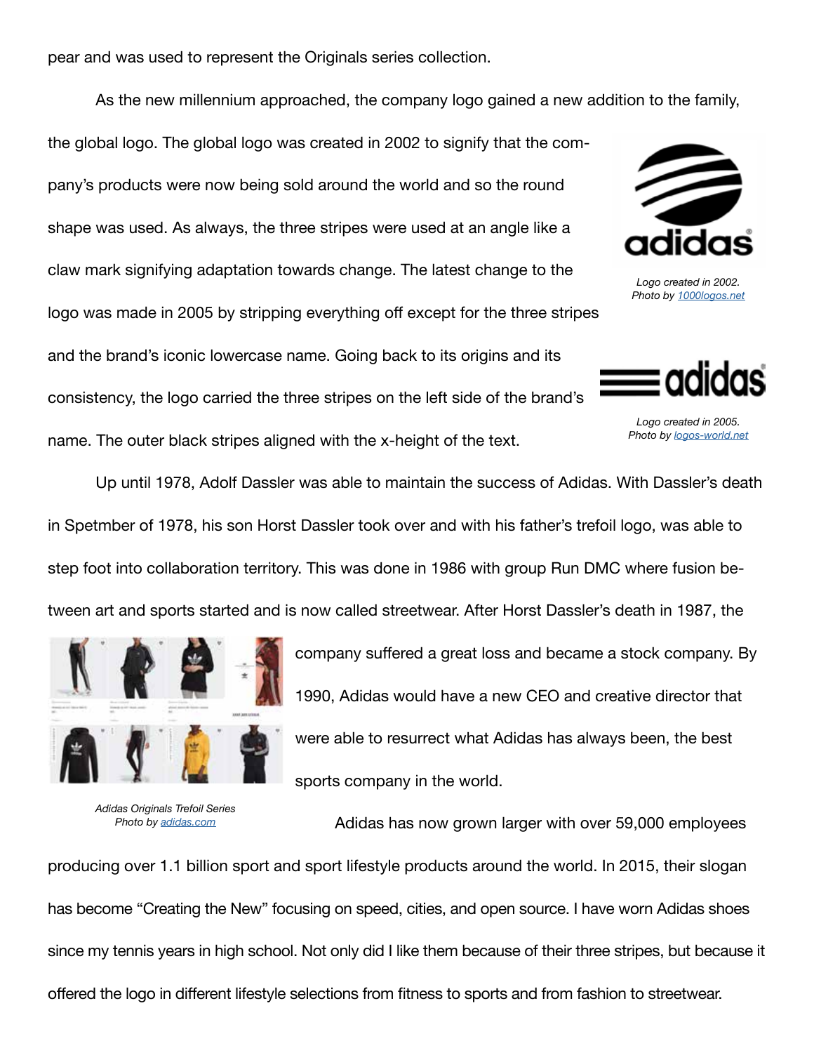pear and was used to represent the Originals series collection.

As the new millennium approached, the company logo gained a new addition to the family, the global logo. The global logo was created in 2002 to signify that the company's products were now being sold around the world and so the round shape was used. As always, the three stripes were used at an angle like a claw mark signifying adaptation towards change. The latest change to the logo was made in 2005 by stripping everything off except for the three stripes and the brand's iconic lowercase name. Going back to its origins and its consistency, the logo carried the three stripes on the left side of the brand's name. The outer black stripes aligned with the x-height of the text.

*Logo created in 2002.*
*Photo by [1000logos.net]*

*Logo created in 2005.*
*Photo by [logos-world.net]*

Up until 1978, Adolf Dassler was able to maintain the success of Adidas. With Dassler's death in Spetmber of 1978, his son Horst Dassler took over and with his father's trefoil logo, was able to step foot into collaboration territory. This was done in 1986 with group Run DMC where fusion between art and sports started and is now called streetwear. After Horst Dassler's death in 1987, the company suffered a great loss and became a stock company. By 1990, Adidas would have a new CEO and creative director that were able to resurrect what Adidas has always been, the best sports company in the world.

*Adidas Originals Trefoil Series*
*Photo by [adidas.com]*

Adidas has now grown larger with over 59,000 employees producing over 1.1 billion sport and sport lifestyle products around the world. In 2015, their slogan has become "Creating the New" focusing on speed, cities, and open source. I have worn Adidas shoes since my tennis years in high school. Not only did I like them because of their three stripes, but because it offered the logo in different lifestyle selections from fitness to sports and from fashion to streetwear.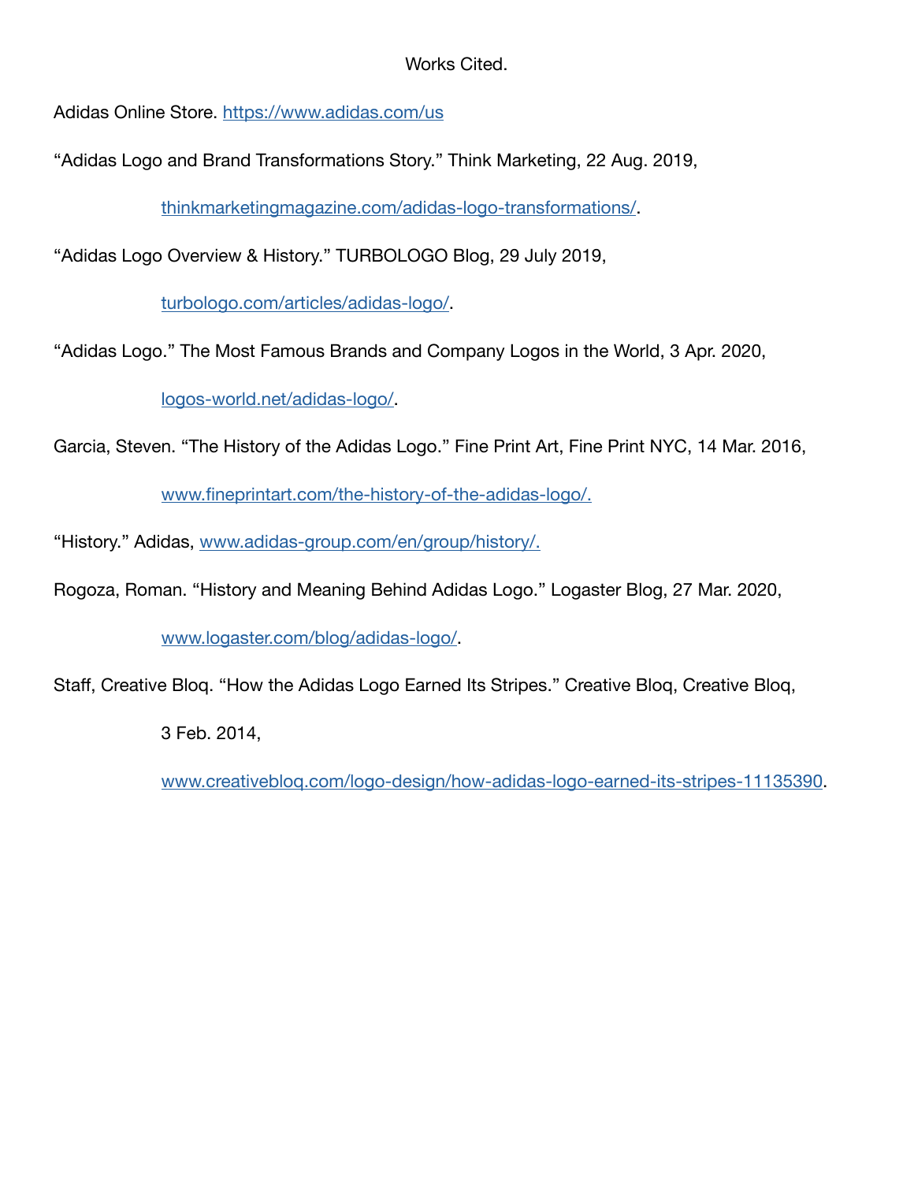# Works Cited.

Adidas Online Store. https://www.adidas.com/us

"Adidas Logo and Brand Transformations Story." Think Marketing, 22 Aug. 2019, thinkmarketingmagazine.com/adidas-logo-transformations/.

"Adidas Logo Overview & History." TURBOLOGO Blog, 29 July 2019, turbologo.com/articles/adidas-logo/.

"Adidas Logo." The Most Famous Brands and Company Logos in the World, 3 Apr. 2020, logos-world.net/adidas-logo/.

Garcia, Steven. "The History of the Adidas Logo." Fine Print Art, Fine Print NYC, 14 Mar. 2016, www.fineprintart.com/the-history-of-the-adidas-logo/.

"History." Adidas, www.adidas-group.com/en/group/history/.

Rogoza, Roman. "History and Meaning Behind Adidas Logo." Logaster Blog, 27 Mar. 2020, www.logaster.com/blog/adidas-logo/.

Staff, Creative Bloq. "How the Adidas Logo Earned Its Stripes." Creative Bloq, Creative Bloq, 3 Feb. 2014, www.creativebloq.com/logo-design/how-adidas-logo-earned-its-stripes-11135390.